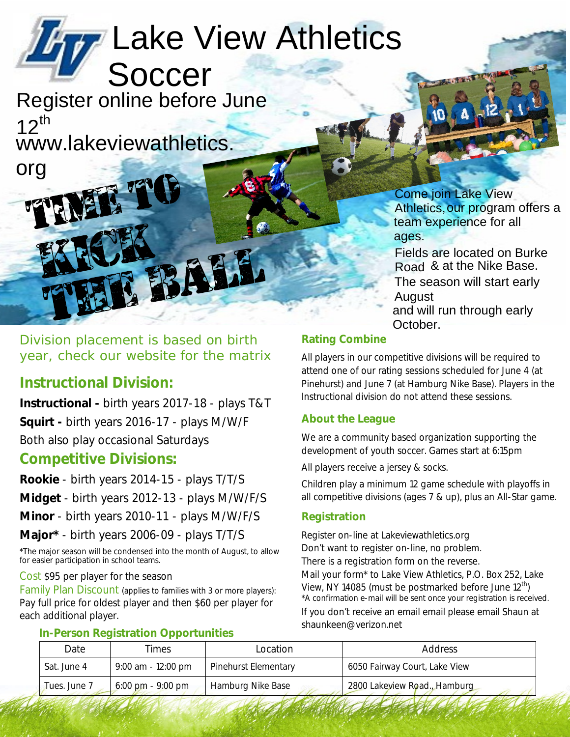# Lake View Athletics Soccer

Register online before June 12th
www.lakeviewathletics.org

## TIME TO KICK THE BALL

Come join Lake View Athletics, our program offers a team experience for all ages.

Fields are located on Burke Road & at the Nike Base.

The season will start early August and will run through early October.

Division placement is based on birth year, check our website for the matrix

## Instructional Division:

**Instructional -** birth years 2017-18 - plays T&T

**Squirt -** birth years 2016-17 - plays M/W/F

Both also play occasional Saturdays

## Competitive Divisions:

**Rookie** - birth years 2014-15 - plays T/T/S

**Midget** - birth years 2012-13 - plays M/W/F/S

**Minor** - birth years 2010-11 - plays M/W/F/S

**Major*** - birth years 2006-09 - plays T/T/S

*The major season will be condensed into the month of August, to allow for easier participation in school teams.

Cost $95 per player for the season

Family Plan Discount (applies to families with 3 or more players): Pay full price for oldest player and then $60 per player for each additional player.

### Rating Combine

All players in our competitive divisions will be required to attend one of our rating sessions scheduled for June 4 (at Pinehurst) and June 7 (at Hamburg Nike Base). Players in the Instructional division do not attend these sessions.

### About the League

We are a community based organization supporting the development of youth soccer. Games start at 6:15pm

All players receive a jersey & socks.

Children play a minimum 12 game schedule with playoffs in all competitive divisions (ages 7 & up), plus an All-Star game.

### Registration

Register on-line at Lakeviewathletics.org
Don't want to register on-line, no problem.
There is a registration form on the reverse.
Mail your form* to Lake View Athletics, P.O. Box 252, Lake View, NY 14085 (must be postmarked before June 12th)
*A confirmation e-mail will be sent once your registration is received.
If you don't receive an email email please email Shaun at shaunkeen@verizon.net

### In-Person Registration Opportunities

| Date | Times | Location | Address |
|---|---|---|---|
| Sat. June 4 | 9:00 am - 12:00 pm | Pinehurst Elementary | 6050 Fairway Court, Lake View |
| Tues. June 7 | 6:00 pm - 9:00 pm | Hamburg Nike Base | 2800 Lakeview Road., Hamburg |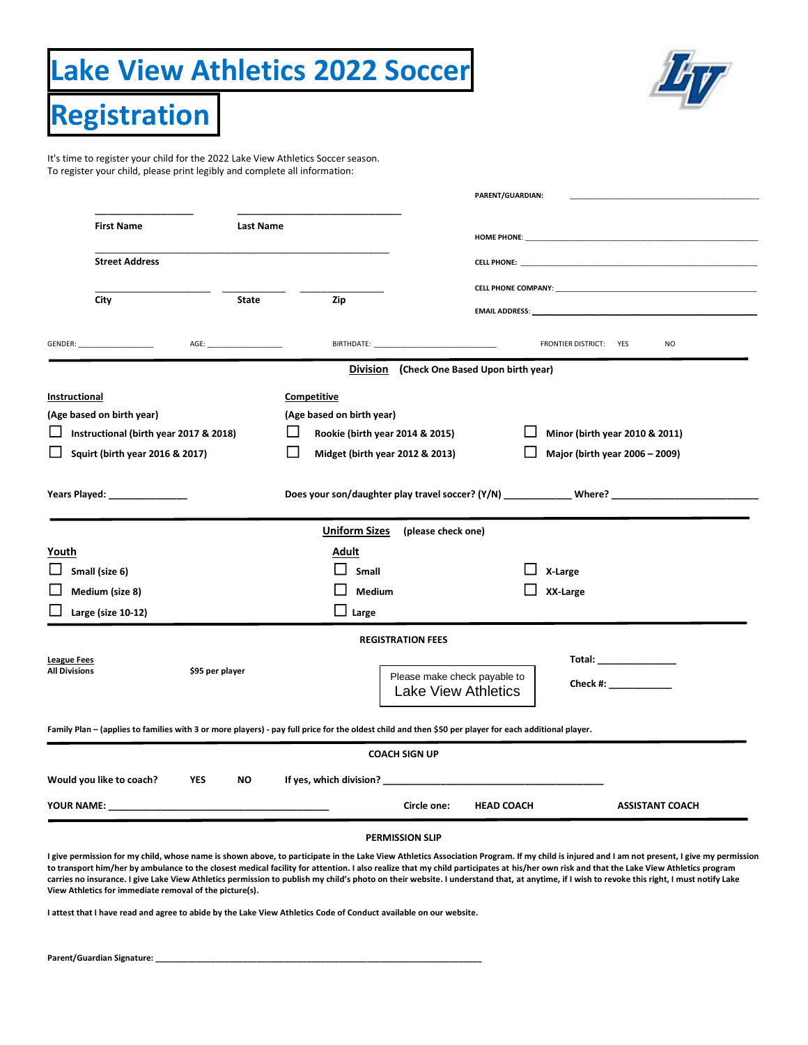# Lake View Athletics 2022 Soccer Registration

It's time to register your child for the 2022 Lake View Athletics Soccer season.
To register your child, please print legibly and complete all information:

**First Name** ____________________ **Last Name** ________________________________

**Street Address** ____________________________________________________________

**City** ____________________ **State** ____________ **Zip** ________________

**PARENT/GUARDIAN:** ____________________________________________

**HOME PHONE:** ____________________________________________

**CELL PHONE:** ____________________________________________

**CELL PHONE COMPANY:** ____________________________________________

**EMAIL ADDRESS:** ____________________________________________

GENDER: ________________ AGE: ________________ BIRTHDATE: __________________________ FRONTIER DISTRICT: YES NO

---

**Division** (Check One Based Upon birth year)

**Instructional**
(Age based on birth year)

- ☐ Instructional (birth year 2017 & 2018)
- ☐ Squirt (birth year 2016 & 2017)

**Competitive**
(Age based on birth year)

- ☐ Rookie (birth year 2014 & 2015)
- ☐ Midget (birth year 2012 & 2013)
- ☐ Minor (birth year 2010 & 2011)
- ☐ Major (birth year 2006 – 2009)

**Years Played:** ______________ **Does your son/daughter play travel soccer? (Y/N)** ____________ **Where?** ___________________________

---

**Uniform Sizes** (please check one)

**Youth**

- ☐ Small (size 6)
- ☐ Medium (size 8)
- ☐ Large (size 10-12)

**Adult**

- ☐ Small
- ☐ Medium
- ☐ Large
- ☐ X-Large
- ☐ XX-Large

---

**REGISTRATION FEES**

**League Fees**
**All Divisions** $95 per player

Please make check payable to
Lake View Athletics

**Total:** ______________

**Check #:** ___________

**Family Plan – (applies to families with 3 or more players) - pay full price for the oldest child and then $50 per player for each additional player.**

---

**COACH SIGN UP**

**Would you like to coach? YES NO** **If yes, which division?** ________________________________________

**YOUR NAME:** ________________________________________ **Circle one: HEAD COACH ASSISTANT COACH**

---

**PERMISSION SLIP**

**I give permission for my child, whose name is shown above, to participate in the Lake View Athletics Association Program. If my child is injured and I am not present, I give my permission to transport him/her by ambulance to the closest medical facility for attention. I also realize that my child participates at his/her own risk and that the Lake View Athletics program carries no insurance. I give Lake View Athletics permission to publish my child's photo on their website. I understand that, at anytime, if I wish to revoke this right, I must notify Lake View Athletics for immediate removal of the picture(s).**

**I attest that I have read and agree to abide by the Lake View Athletics Code of Conduct available on our website.**

**Parent/Guardian Signature:** ______________________________________________________________________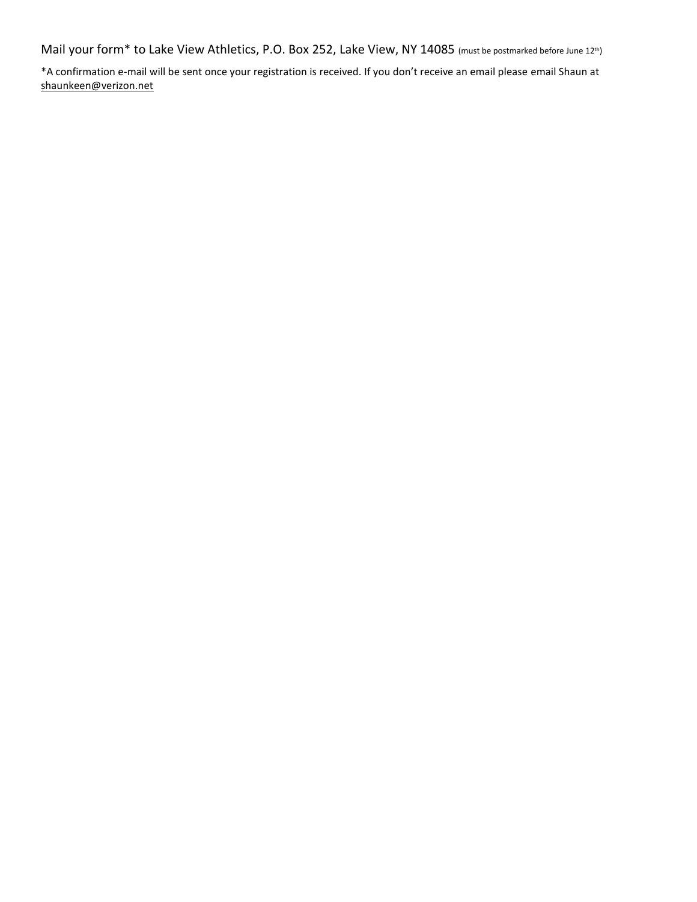Mail your form* to Lake View Athletics, P.O. Box 252, Lake View, NY 14085 (must be postmarked before June 12th)

*A confirmation e-mail will be sent once your registration is received. If you don't receive an email please email Shaun at shaunkeen@verizon.net